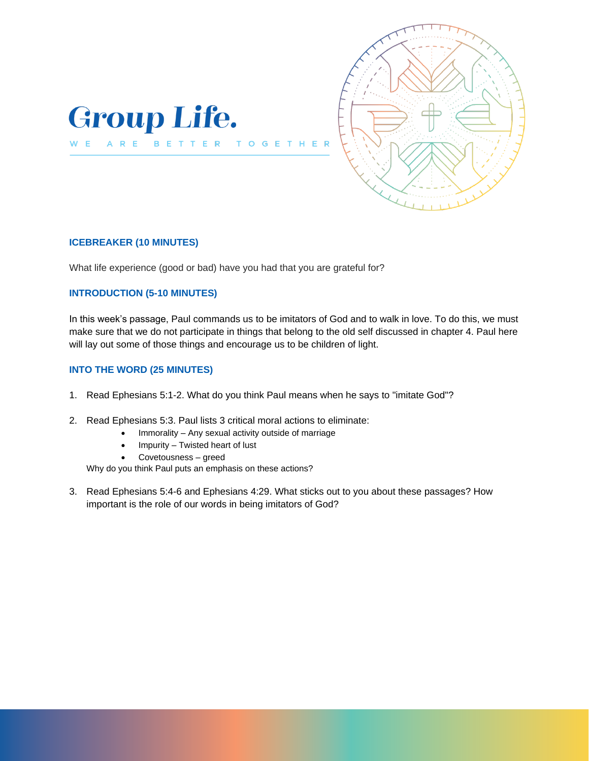# Group Life.

WE ARE BETTER TOGETHER

## ICEBREAKER (10 MINUTES)

What life experience (good or bad) have you had that you are grateful for?

## INTRODUCTION (5-10 MINUTES)

In this week's passage, Paul commands us to be imitators of God and to walk in love. To do this, we must make sure that we do not participate in things that belong to the old self discussed in chapter 4. Paul here will lay out some of those things and encourage us to be children of light.

## INTO THE WORD (25 MINUTES)

1. Read Ephesians 5:1-2. What do you think Paul means when he says to "imitate God"?

2. Read Ephesians 5:3. Paul lists 3 critical moral actions to eliminate:
   - Immorality – Any sexual activity outside of marriage
   - Impurity – Twisted heart of lust
   - Covetousness – greed

   Why do you think Paul puts an emphasis on these actions?

3. Read Ephesians 5:4-6 and Ephesians 4:29. What sticks out to you about these passages? How important is the role of our words in being imitators of God?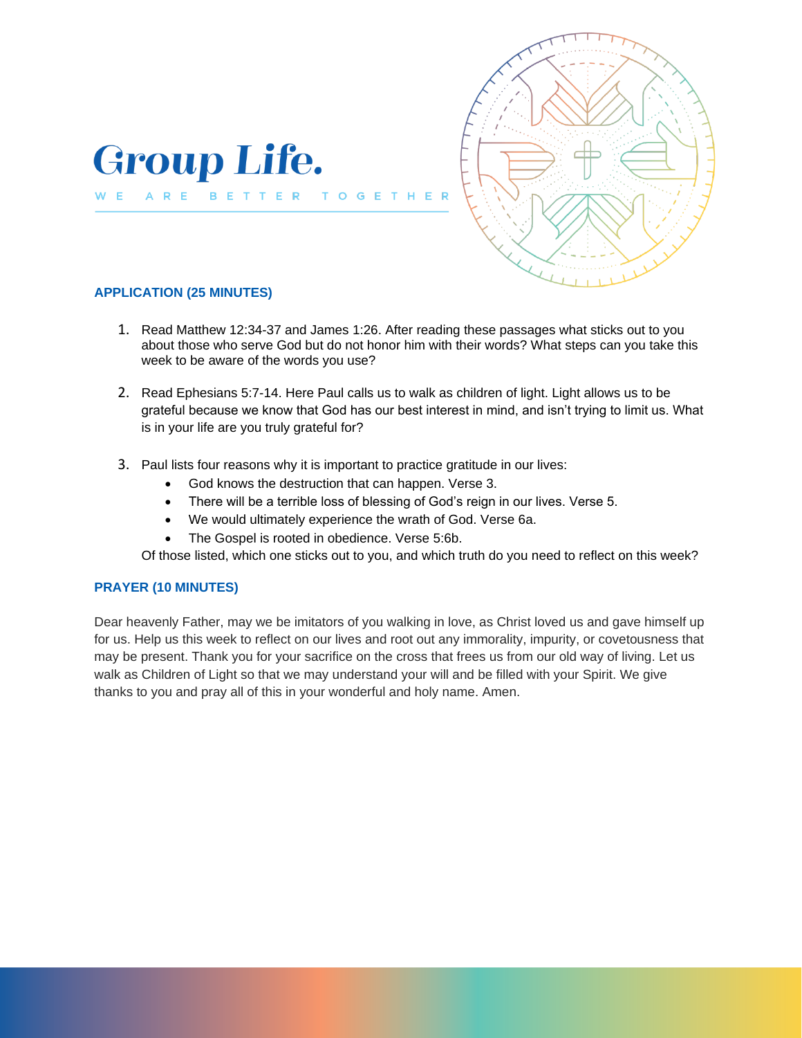# Group Life.

WE ARE BETTER TOGETHER

## APPLICATION (25 MINUTES)

1. Read Matthew 12:34-37 and James 1:26. After reading these passages what sticks out to you about those who serve God but do not honor him with their words? What steps can you take this week to be aware of the words you use?

2. Read Ephesians 5:7-14. Here Paul calls us to walk as children of light. Light allows us to be grateful because we know that God has our best interest in mind, and isn't trying to limit us. What is in your life are you truly grateful for?

3. Paul lists four reasons why it is important to practice gratitude in our lives:
   - God knows the destruction that can happen. Verse 3.
   - There will be a terrible loss of blessing of God's reign in our lives. Verse 5.
   - We would ultimately experience the wrath of God. Verse 6a.
   - The Gospel is rooted in obedience. Verse 5:6b.

   Of those listed, which one sticks out to you, and which truth do you need to reflect on this week?

## PRAYER (10 MINUTES)

Dear heavenly Father, may we be imitators of you walking in love, as Christ loved us and gave himself up for us. Help us this week to reflect on our lives and root out any immorality, impurity, or covetousness that may be present. Thank you for your sacrifice on the cross that frees us from our old way of living. Let us walk as Children of Light so that we may understand your will and be filled with your Spirit. We give thanks to you and pray all of this in your wonderful and holy name. Amen.